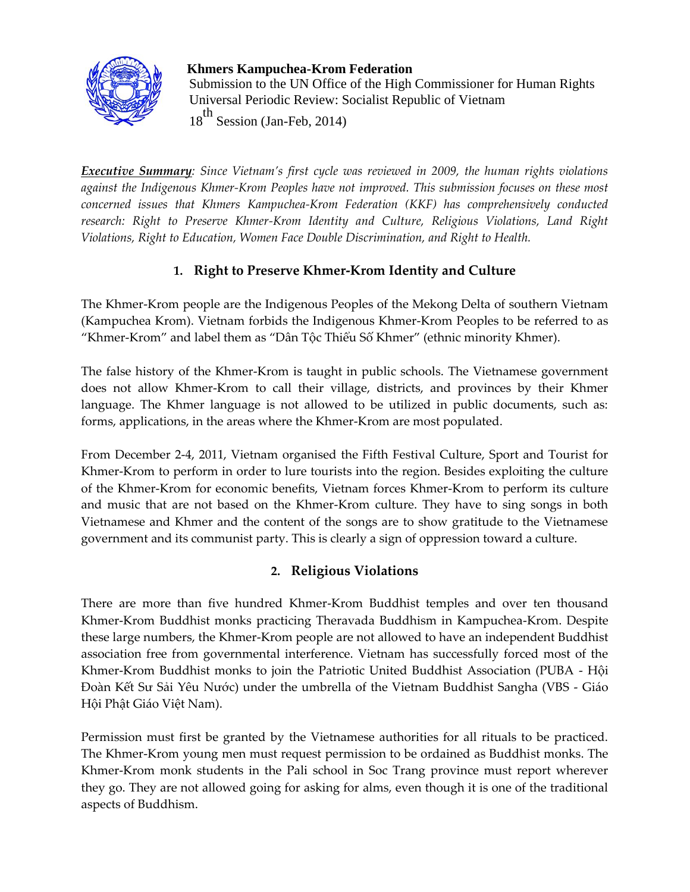**Khmers Kampuchea-Krom Federation**

Submission to the UN Office of the High Commissioner for Human Rights
Universal Periodic Review: Socialist Republic of Vietnam
18th Session (Jan-Feb, 2014)

***Executive Summary**: Since Vietnam's first cycle was reviewed in 2009, the human rights violations against the Indigenous Khmer-Krom Peoples have not improved. This submission focuses on these most concerned issues that Khmers Kampuchea-Krom Federation (KKF) has comprehensively conducted research: Right to Preserve Khmer-Krom Identity and Culture, Religious Violations, Land Right Violations, Right to Education, Women Face Double Discrimination, and Right to Health.*

## 1. Right to Preserve Khmer-Krom Identity and Culture

The Khmer-Krom people are the Indigenous Peoples of the Mekong Delta of southern Vietnam (Kampuchea Krom). Vietnam forbids the Indigenous Khmer-Krom Peoples to be referred to as "Khmer-Krom" and label them as "Dân Tộc Thiểu Số Khmer" (ethnic minority Khmer).

The false history of the Khmer-Krom is taught in public schools. The Vietnamese government does not allow Khmer-Krom to call their village, districts, and provinces by their Khmer language. The Khmer language is not allowed to be utilized in public documents, such as: forms, applications, in the areas where the Khmer-Krom are most populated.

From December 2-4, 2011, Vietnam organised the Fifth Festival Culture, Sport and Tourist for Khmer-Krom to perform in order to lure tourists into the region. Besides exploiting the culture of the Khmer-Krom for economic benefits, Vietnam forces Khmer-Krom to perform its culture and music that are not based on the Khmer-Krom culture. They have to sing songs in both Vietnamese and Khmer and the content of the songs are to show gratitude to the Vietnamese government and its communist party. This is clearly a sign of oppression toward a culture.

## 2. Religious Violations

There are more than five hundred Khmer-Krom Buddhist temples and over ten thousand Khmer-Krom Buddhist monks practicing Theravada Buddhism in Kampuchea-Krom. Despite these large numbers, the Khmer-Krom people are not allowed to have an independent Buddhist association free from governmental interference. Vietnam has successfully forced most of the Khmer-Krom Buddhist monks to join the Patriotic United Buddhist Association (PUBA - Hội Đoàn Kết Sư Sải Yêu Nước) under the umbrella of the Vietnam Buddhist Sangha (VBS - Giáo Hội Phật Giáo Việt Nam).

Permission must first be granted by the Vietnamese authorities for all rituals to be practiced. The Khmer-Krom young men must request permission to be ordained as Buddhist monks. The Khmer-Krom monk students in the Pali school in Soc Trang province must report wherever they go. They are not allowed going for asking for alms, even though it is one of the traditional aspects of Buddhism.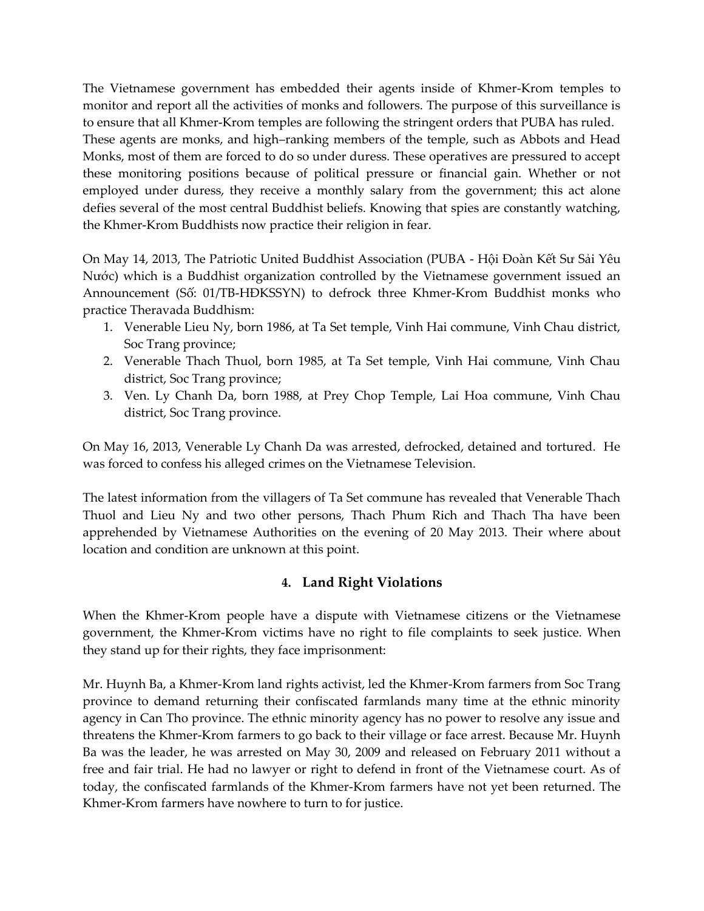The Vietnamese government has embedded their agents inside of Khmer-Krom temples to monitor and report all the activities of monks and followers. The purpose of this surveillance is to ensure that all Khmer-Krom temples are following the stringent orders that PUBA has ruled. These agents are monks, and high–ranking members of the temple, such as Abbots and Head Monks, most of them are forced to do so under duress. These operatives are pressured to accept these monitoring positions because of political pressure or financial gain. Whether or not employed under duress, they receive a monthly salary from the government; this act alone defies several of the most central Buddhist beliefs. Knowing that spies are constantly watching, the Khmer-Krom Buddhists now practice their religion in fear.

On May 14, 2013, The Patriotic United Buddhist Association (PUBA - Hội Đoàn Kết Sư Sải Yêu Nước) which is a Buddhist organization controlled by the Vietnamese government issued an Announcement (Số: 01/TB-HĐKSSYN) to defrock three Khmer-Krom Buddhist monks who practice Theravada Buddhism:

1. Venerable Lieu Ny, born 1986, at Ta Set temple, Vinh Hai commune, Vinh Chau district, Soc Trang province;
2. Venerable Thach Thuol, born 1985, at Ta Set temple, Vinh Hai commune, Vinh Chau district, Soc Trang province;
3. Ven. Ly Chanh Da, born 1988, at Prey Chop Temple, Lai Hoa commune, Vinh Chau district, Soc Trang province.

On May 16, 2013, Venerable Ly Chanh Da was arrested, defrocked, detained and tortured. He was forced to confess his alleged crimes on the Vietnamese Television.

The latest information from the villagers of Ta Set commune has revealed that Venerable Thach Thuol and Lieu Ny and two other persons, Thach Phum Rich and Thach Tha have been apprehended by Vietnamese Authorities on the evening of 20 May 2013. Their where about location and condition are unknown at this point.

## 4. Land Right Violations

When the Khmer-Krom people have a dispute with Vietnamese citizens or the Vietnamese government, the Khmer-Krom victims have no right to file complaints to seek justice. When they stand up for their rights, they face imprisonment:

Mr. Huynh Ba, a Khmer-Krom land rights activist, led the Khmer-Krom farmers from Soc Trang province to demand returning their confiscated farmlands many time at the ethnic minority agency in Can Tho province. The ethnic minority agency has no power to resolve any issue and threatens the Khmer-Krom farmers to go back to their village or face arrest. Because Mr. Huynh Ba was the leader, he was arrested on May 30, 2009 and released on February 2011 without a free and fair trial. He had no lawyer or right to defend in front of the Vietnamese court. As of today, the confiscated farmlands of the Khmer-Krom farmers have not yet been returned. The Khmer-Krom farmers have nowhere to turn to for justice.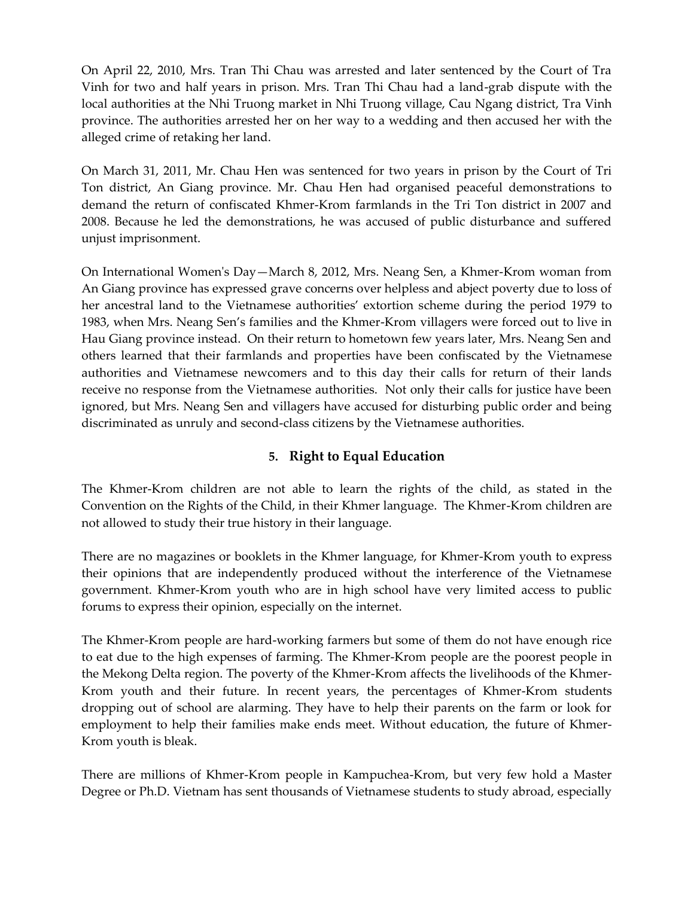On April 22, 2010, Mrs. Tran Thi Chau was arrested and later sentenced by the Court of Tra Vinh for two and half years in prison. Mrs. Tran Thi Chau had a land-grab dispute with the local authorities at the Nhi Truong market in Nhi Truong village, Cau Ngang district, Tra Vinh province. The authorities arrested her on her way to a wedding and then accused her with the alleged crime of retaking her land.

On March 31, 2011, Mr. Chau Hen was sentenced for two years in prison by the Court of Tri Ton district, An Giang province. Mr. Chau Hen had organised peaceful demonstrations to demand the return of confiscated Khmer-Krom farmlands in the Tri Ton district in 2007 and 2008. Because he led the demonstrations, he was accused of public disturbance and suffered unjust imprisonment.

On International Women's Day—March 8, 2012, Mrs. Neang Sen, a Khmer-Krom woman from An Giang province has expressed grave concerns over helpless and abject poverty due to loss of her ancestral land to the Vietnamese authorities' extortion scheme during the period 1979 to 1983, when Mrs. Neang Sen's families and the Khmer-Krom villagers were forced out to live in Hau Giang province instead. On their return to hometown few years later, Mrs. Neang Sen and others learned that their farmlands and properties have been confiscated by the Vietnamese authorities and Vietnamese newcomers and to this day their calls for return of their lands receive no response from the Vietnamese authorities. Not only their calls for justice have been ignored, but Mrs. Neang Sen and villagers have accused for disturbing public order and being discriminated as unruly and second-class citizens by the Vietnamese authorities.

## 5. Right to Equal Education

The Khmer-Krom children are not able to learn the rights of the child, as stated in the Convention on the Rights of the Child, in their Khmer language. The Khmer-Krom children are not allowed to study their true history in their language.

There are no magazines or booklets in the Khmer language, for Khmer-Krom youth to express their opinions that are independently produced without the interference of the Vietnamese government. Khmer-Krom youth who are in high school have very limited access to public forums to express their opinion, especially on the internet.

The Khmer-Krom people are hard-working farmers but some of them do not have enough rice to eat due to the high expenses of farming. The Khmer-Krom people are the poorest people in the Mekong Delta region. The poverty of the Khmer-Krom affects the livelihoods of the Khmer-Krom youth and their future. In recent years, the percentages of Khmer-Krom students dropping out of school are alarming. They have to help their parents on the farm or look for employment to help their families make ends meet. Without education, the future of Khmer-Krom youth is bleak.

There are millions of Khmer-Krom people in Kampuchea-Krom, but very few hold a Master Degree or Ph.D. Vietnam has sent thousands of Vietnamese students to study abroad, especially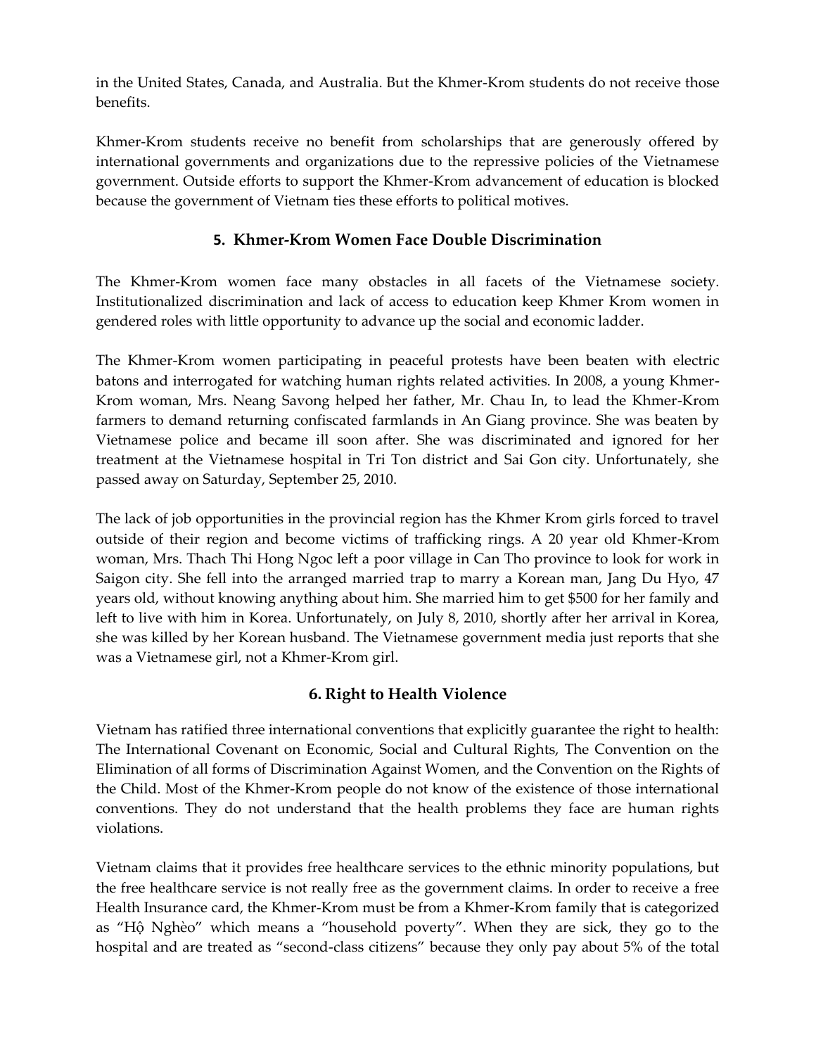in the United States, Canada, and Australia. But the Khmer-Krom students do not receive those benefits.

Khmer-Krom students receive no benefit from scholarships that are generously offered by international governments and organizations due to the repressive policies of the Vietnamese government. Outside efforts to support the Khmer-Krom advancement of education is blocked because the government of Vietnam ties these efforts to political motives.

### 5. Khmer-Krom Women Face Double Discrimination

The Khmer-Krom women face many obstacles in all facets of the Vietnamese society. Institutionalized discrimination and lack of access to education keep Khmer Krom women in gendered roles with little opportunity to advance up the social and economic ladder.

The Khmer-Krom women participating in peaceful protests have been beaten with electric batons and interrogated for watching human rights related activities. In 2008, a young Khmer-Krom woman, Mrs. Neang Savong helped her father, Mr. Chau In, to lead the Khmer-Krom farmers to demand returning confiscated farmlands in An Giang province. She was beaten by Vietnamese police and became ill soon after. She was discriminated and ignored for her treatment at the Vietnamese hospital in Tri Ton district and Sai Gon city. Unfortunately, she passed away on Saturday, September 25, 2010.

The lack of job opportunities in the provincial region has the Khmer Krom girls forced to travel outside of their region and become victims of trafficking rings. A 20 year old Khmer-Krom woman, Mrs. Thach Thi Hong Ngoc left a poor village in Can Tho province to look for work in Saigon city. She fell into the arranged married trap to marry a Korean man, Jang Du Hyo, 47 years old, without knowing anything about him. She married him to get $500 for her family and left to live with him in Korea. Unfortunately, on July 8, 2010, shortly after her arrival in Korea, she was killed by her Korean husband. The Vietnamese government media just reports that she was a Vietnamese girl, not a Khmer-Krom girl.

### 6. Right to Health Violence

Vietnam has ratified three international conventions that explicitly guarantee the right to health: The International Covenant on Economic, Social and Cultural Rights, The Convention on the Elimination of all forms of Discrimination Against Women, and the Convention on the Rights of the Child. Most of the Khmer-Krom people do not know of the existence of those international conventions. They do not understand that the health problems they face are human rights violations.

Vietnam claims that it provides free healthcare services to the ethnic minority populations, but the free healthcare service is not really free as the government claims. In order to receive a free Health Insurance card, the Khmer-Krom must be from a Khmer-Krom family that is categorized as "Hộ Nghèo" which means a "household poverty". When they are sick, they go to the hospital and are treated as "second-class citizens" because they only pay about 5% of the total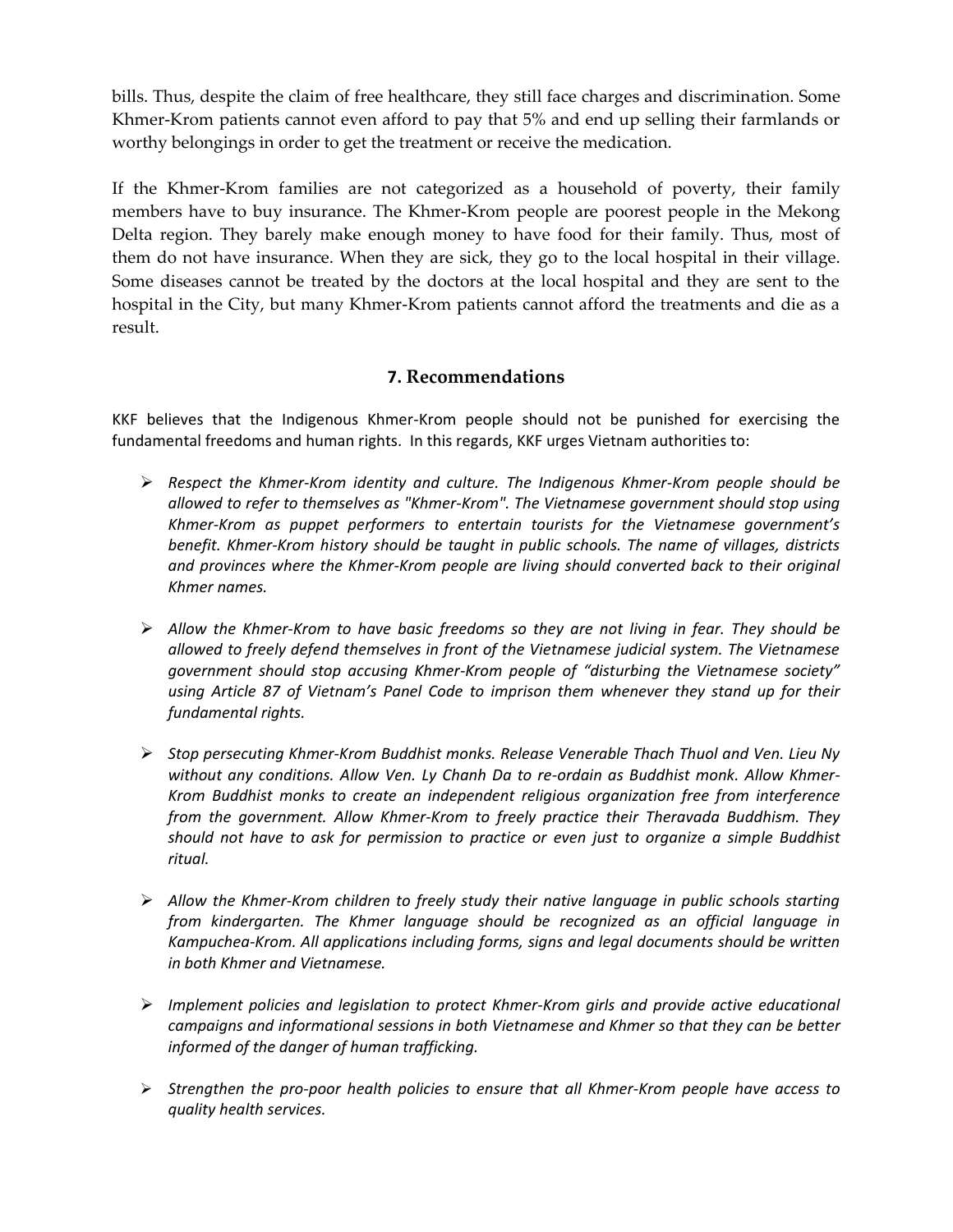bills. Thus, despite the claim of free healthcare, they still face charges and discrimination. Some Khmer-Krom patients cannot even afford to pay that 5% and end up selling their farmlands or worthy belongings in order to get the treatment or receive the medication.

If the Khmer-Krom families are not categorized as a household of poverty, their family members have to buy insurance. The Khmer-Krom people are poorest people in the Mekong Delta region. They barely make enough money to have food for their family. Thus, most of them do not have insurance. When they are sick, they go to the local hospital in their village. Some diseases cannot be treated by the doctors at the local hospital and they are sent to the hospital in the City, but many Khmer-Krom patients cannot afford the treatments and die as a result.

## 7. Recommendations

KKF believes that the Indigenous Khmer-Krom people should not be punished for exercising the fundamental freedoms and human rights. In this regards, KKF urges Vietnam authorities to:

- *Respect the Khmer-Krom identity and culture. The Indigenous Khmer-Krom people should be allowed to refer to themselves as "Khmer-Krom". The Vietnamese government should stop using Khmer-Krom as puppet performers to entertain tourists for the Vietnamese government's benefit. Khmer-Krom history should be taught in public schools. The name of villages, districts and provinces where the Khmer-Krom people are living should converted back to their original Khmer names.*

- *Allow the Khmer-Krom to have basic freedoms so they are not living in fear. They should be allowed to freely defend themselves in front of the Vietnamese judicial system. The Vietnamese government should stop accusing Khmer-Krom people of "disturbing the Vietnamese society" using Article 87 of Vietnam's Panel Code to imprison them whenever they stand up for their fundamental rights.*

- *Stop persecuting Khmer-Krom Buddhist monks. Release Venerable Thach Thuol and Ven. Lieu Ny without any conditions. Allow Ven. Ly Chanh Da to re-ordain as Buddhist monk. Allow Khmer-Krom Buddhist monks to create an independent religious organization free from interference from the government. Allow Khmer-Krom to freely practice their Theravada Buddhism. They should not have to ask for permission to practice or even just to organize a simple Buddhist ritual.*

- *Allow the Khmer-Krom children to freely study their native language in public schools starting from kindergarten. The Khmer language should be recognized as an official language in Kampuchea-Krom. All applications including forms, signs and legal documents should be written in both Khmer and Vietnamese.*

- *Implement policies and legislation to protect Khmer-Krom girls and provide active educational campaigns and informational sessions in both Vietnamese and Khmer so that they can be better informed of the danger of human trafficking.*

- *Strengthen the pro-poor health policies to ensure that all Khmer-Krom people have access to quality health services.*